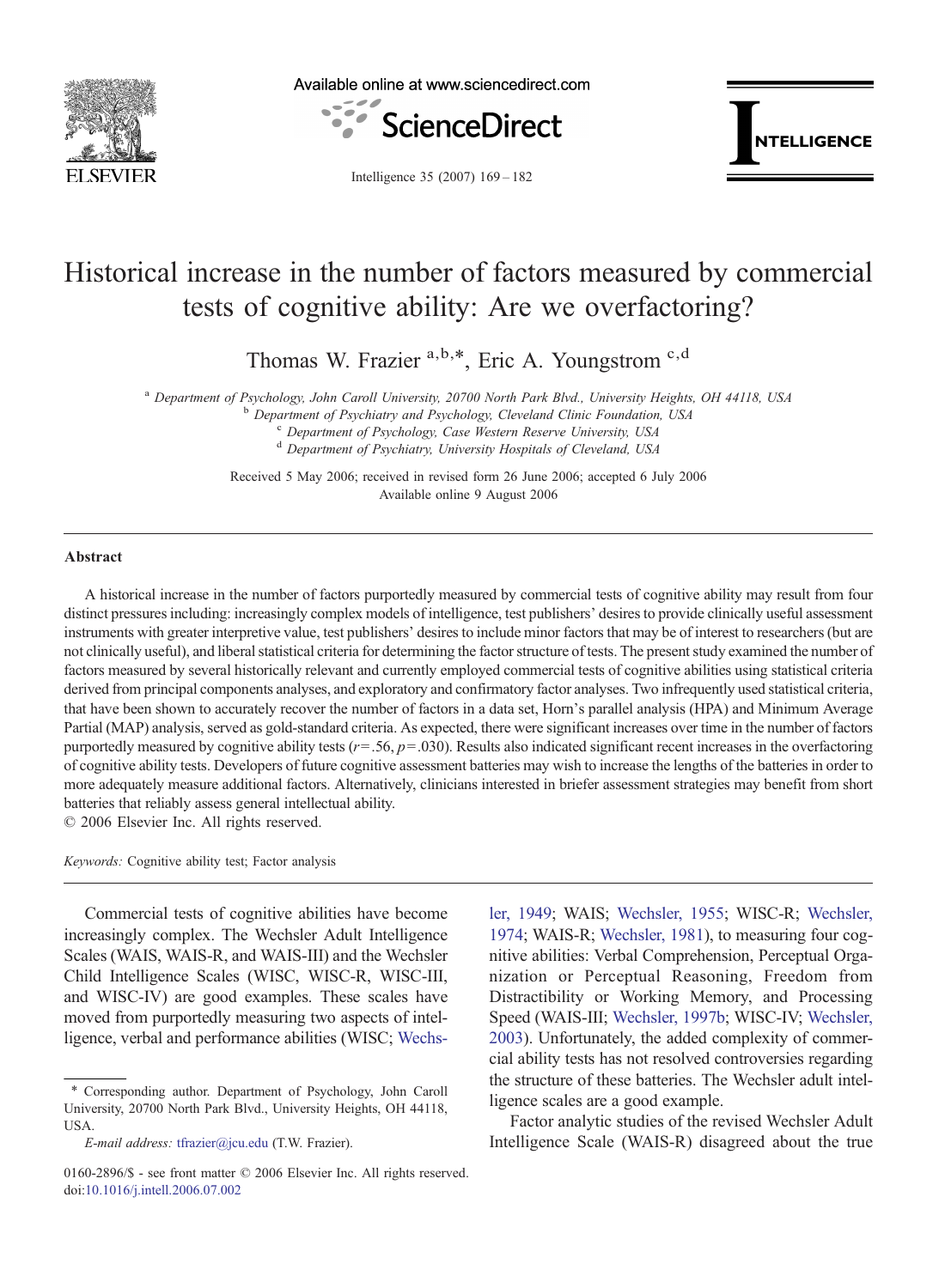# Historical increase in the number of factors measured by commercial tests of cognitive ability: Are we overfactoring?

Thomas W. Frazier [a,b,*], Eric A. Youngstrom [c,d]

[a] Department of Psychology, John Caroll University, 20700 North Park Blvd., University Heights, OH 44118, USA
[b] Department of Psychiatry and Psychology, Cleveland Clinic Foundation, USA
[c] Department of Psychology, Case Western Reserve University, USA
[d] Department of Psychiatry, University Hospitals of Cleveland, USA

Received 5 May 2006; received in revised form 26 June 2006; accepted 6 July 2006
Available online 9 August 2006

## Abstract

A historical increase in the number of factors purportedly measured by commercial tests of cognitive ability may result from four distinct pressures including: increasingly complex models of intelligence, test publishers' desires to provide clinically useful assessment instruments with greater interpretive value, test publishers' desires to include minor factors that may be of interest to researchers (but are not clinically useful), and liberal statistical criteria for determining the factor structure of tests. The present study examined the number of factors measured by several historically relevant and currently employed commercial tests of cognitive abilities using statistical criteria derived from principal components analyses, and exploratory and confirmatory factor analyses. Two infrequently used statistical criteria, that have been shown to accurately recover the number of factors in a data set, Horn's parallel analysis (HPA) and Minimum Average Partial (MAP) analysis, served as gold-standard criteria. As expected, there were significant increases over time in the number of factors purportedly measured by cognitive ability tests ($r = .56$, $p = .030$). Results also indicated significant recent increases in the overfactoring of cognitive ability tests. Developers of future cognitive assessment batteries may wish to increase the lengths of the batteries in order to more adequately measure additional factors. Alternatively, clinicians interested in briefer assessment strategies may benefit from short batteries that reliably assess general intellectual ability.

© 2006 Elsevier Inc. All rights reserved.

*Keywords:* Cognitive ability test; Factor analysis

Commercial tests of cognitive abilities have become increasingly complex. The Wechsler Adult Intelligence Scales (WAIS, WAIS-R, and WAIS-III) and the Wechsler Child Intelligence Scales (WISC, WISC-R, WISC-III, and WISC-IV) are good examples. These scales have moved from purportedly measuring two aspects of intelligence, verbal and performance abilities (WISC; Wechsler, 1949; WAIS; Wechsler, 1955; WISC-R; Wechsler, 1974; WAIS-R; Wechsler, 1981), to measuring four cognitive abilities: Verbal Comprehension, Perceptual Organization or Perceptual Reasoning, Freedom from Distractibility or Working Memory, and Processing Speed (WAIS-III; Wechsler, 1997b; WISC-IV; Wechsler, 2003). Unfortunately, the added complexity of commercial ability tests has not resolved controversies regarding the structure of these batteries. The Wechsler adult intelligence scales are a good example.

Factor analytic studies of the revised Wechsler Adult Intelligence Scale (WAIS-R) disagreed about the true

\* Corresponding author. Department of Psychology, John Caroll University, 20700 North Park Blvd., University Heights, OH 44118, USA.

*E-mail address:* tfrazier@jcu.edu (T.W. Frazier).

0160-2896/$ - see front matter © 2006 Elsevier Inc. All rights reserved.
doi:10.1016/j.intell.2006.07.002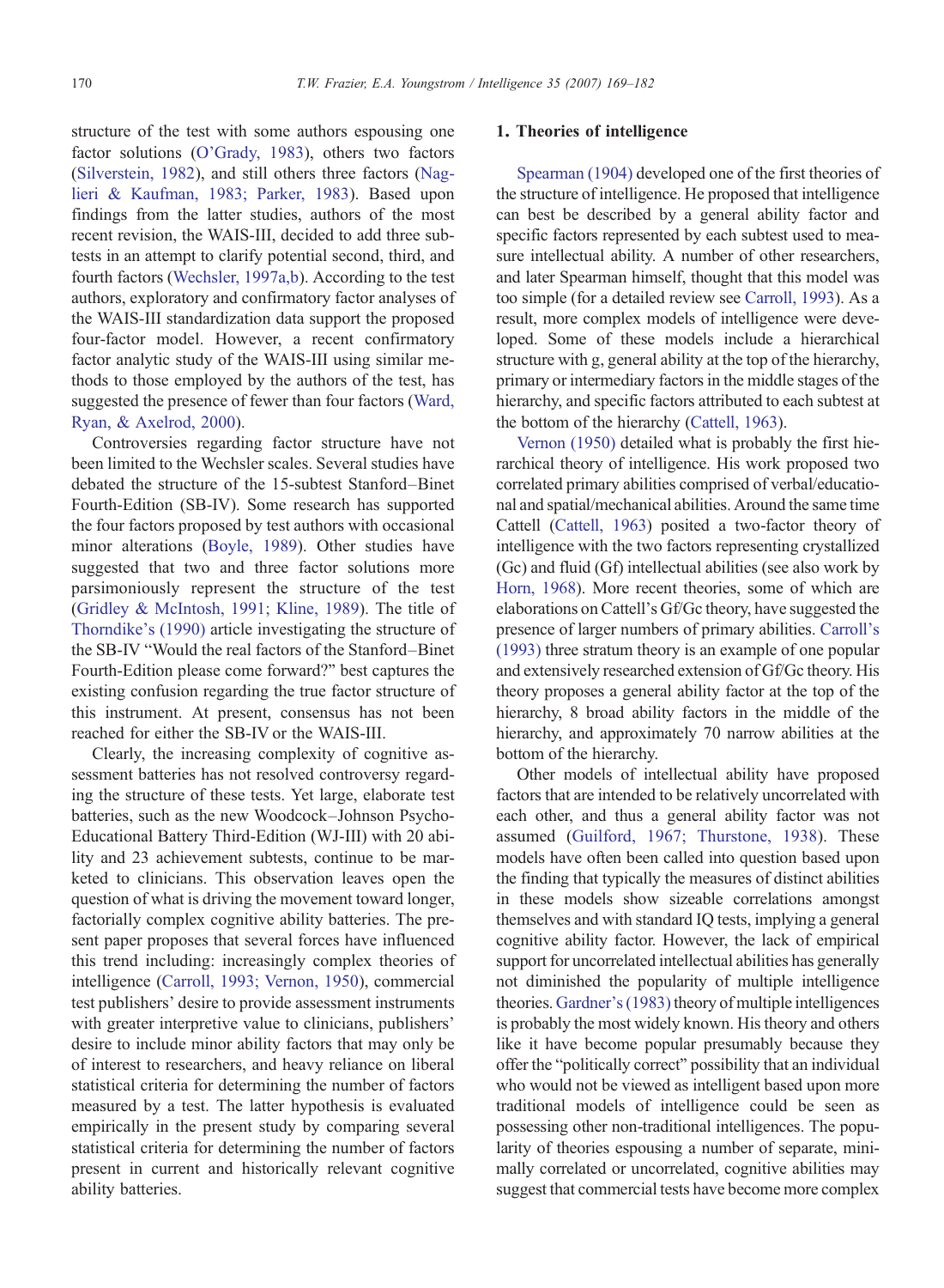structure of the test with some authors espousing one factor solutions (O'Grady, 1983), others two factors (Silverstein, 1982), and still others three factors (Naglieri & Kaufman, 1983; Parker, 1983). Based upon findings from the latter studies, authors of the most recent revision, the WAIS-III, decided to add three subtests in an attempt to clarify potential second, third, and fourth factors (Wechsler, 1997a,b). According to the test authors, exploratory and confirmatory factor analyses of the WAIS-III standardization data support the proposed four-factor model. However, a recent confirmatory factor analytic study of the WAIS-III using similar methods to those employed by the authors of the test, has suggested the presence of fewer than four factors (Ward, Ryan, & Axelrod, 2000).

Controversies regarding factor structure have not been limited to the Wechsler scales. Several studies have debated the structure of the 15-subtest Stanford–Binet Fourth-Edition (SB-IV). Some research has supported the four factors proposed by test authors with occasional minor alterations (Boyle, 1989). Other studies have suggested that two and three factor solutions more parsimoniously represent the structure of the test (Gridley & McIntosh, 1991; Kline, 1989). The title of Thorndike's (1990) article investigating the structure of the SB-IV "Would the real factors of the Stanford–Binet Fourth-Edition please come forward?" best captures the existing confusion regarding the true factor structure of this instrument. At present, consensus has not been reached for either the SB-IV or the WAIS-III.

Clearly, the increasing complexity of cognitive assessment batteries has not resolved controversy regarding the structure of these tests. Yet large, elaborate test batteries, such as the new Woodcock–Johnson Psycho-Educational Battery Third-Edition (WJ-III) with 20 ability and 23 achievement subtests, continue to be marketed to clinicians. This observation leaves open the question of what is driving the movement toward longer, factorially complex cognitive ability batteries. The present paper proposes that several forces have influenced this trend including: increasingly complex theories of intelligence (Carroll, 1993; Vernon, 1950), commercial test publishers' desire to provide assessment instruments with greater interpretive value to clinicians, publishers' desire to include minor ability factors that may only be of interest to researchers, and heavy reliance on liberal statistical criteria for determining the number of factors measured by a test. The latter hypothesis is evaluated empirically in the present study by comparing several statistical criteria for determining the number of factors present in current and historically relevant cognitive ability batteries.

## 1. Theories of intelligence

Spearman (1904) developed one of the first theories of the structure of intelligence. He proposed that intelligence can best be described by a general ability factor and specific factors represented by each subtest used to measure intellectual ability. A number of other researchers, and later Spearman himself, thought that this model was too simple (for a detailed review see Carroll, 1993). As a result, more complex models of intelligence were developed. Some of these models include a hierarchical structure with g, general ability at the top of the hierarchy, primary or intermediary factors in the middle stages of the hierarchy, and specific factors attributed to each subtest at the bottom of the hierarchy (Cattell, 1963).

Vernon (1950) detailed what is probably the first hierarchical theory of intelligence. His work proposed two correlated primary abilities comprised of verbal/educational and spatial/mechanical abilities. Around the same time Cattell (Cattell, 1963) posited a two-factor theory of intelligence with the two factors representing crystallized (Gc) and fluid (Gf) intellectual abilities (see also work by Horn, 1968). More recent theories, some of which are elaborations on Cattell's Gf/Gc theory, have suggested the presence of larger numbers of primary abilities. Carroll's (1993) three stratum theory is an example of one popular and extensively researched extension of Gf/Gc theory. His theory proposes a general ability factor at the top of the hierarchy, 8 broad ability factors in the middle of the hierarchy, and approximately 70 narrow abilities at the bottom of the hierarchy.

Other models of intellectual ability have proposed factors that are intended to be relatively uncorrelated with each other, and thus a general ability factor was not assumed (Guilford, 1967; Thurstone, 1938). These models have often been called into question based upon the finding that typically the measures of distinct abilities in these models show sizeable correlations amongst themselves and with standard IQ tests, implying a general cognitive ability factor. However, the lack of empirical support for uncorrelated intellectual abilities has generally not diminished the popularity of multiple intelligence theories. Gardner's (1983) theory of multiple intelligences is probably the most widely known. His theory and others like it have become popular presumably because they offer the "politically correct" possibility that an individual who would not be viewed as intelligent based upon more traditional models of intelligence could be seen as possessing other non-traditional intelligences. The popularity of theories espousing a number of separate, minimally correlated or uncorrelated, cognitive abilities may suggest that commercial tests have become more complex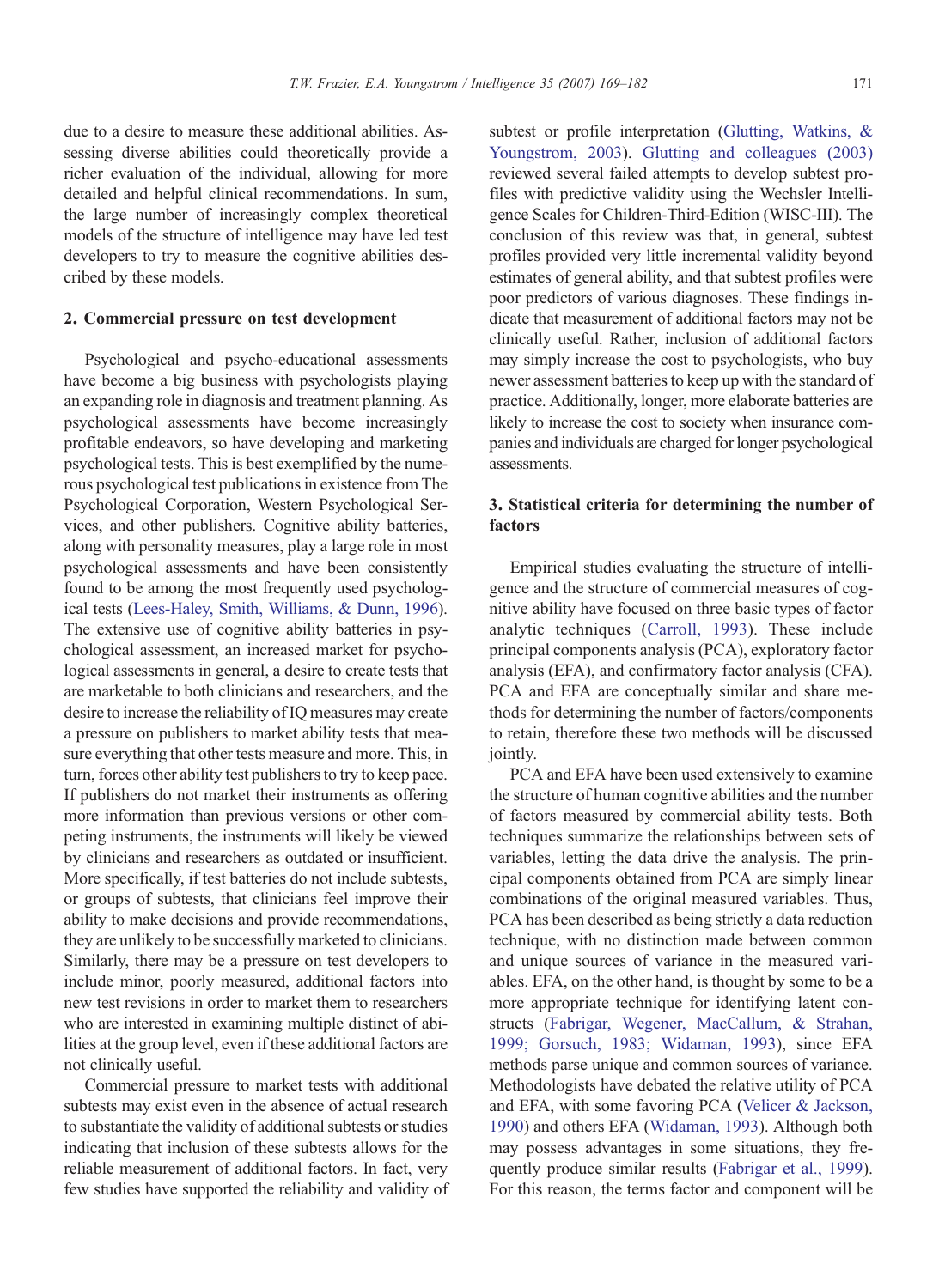due to a desire to measure these additional abilities. Assessing diverse abilities could theoretically provide a richer evaluation of the individual, allowing for more detailed and helpful clinical recommendations. In sum, the large number of increasingly complex theoretical models of the structure of intelligence may have led test developers to try to measure the cognitive abilities described by these models.

## 2. Commercial pressure on test development

Psychological and psycho-educational assessments have become a big business with psychologists playing an expanding role in diagnosis and treatment planning. As psychological assessments have become increasingly profitable endeavors, so have developing and marketing psychological tests. This is best exemplified by the numerous psychological test publications in existence from The Psychological Corporation, Western Psychological Services, and other publishers. Cognitive ability batteries, along with personality measures, play a large role in most psychological assessments and have been consistently found to be among the most frequently used psychological tests (Lees-Haley, Smith, Williams, & Dunn, 1996). The extensive use of cognitive ability batteries in psychological assessment, an increased market for psychological assessments in general, a desire to create tests that are marketable to both clinicians and researchers, and the desire to increase the reliability of IQ measures may create a pressure on publishers to market ability tests that measure everything that other tests measure and more. This, in turn, forces other ability test publishers to try to keep pace. If publishers do not market their instruments as offering more information than previous versions or other competing instruments, the instruments will likely be viewed by clinicians and researchers as outdated or insufficient. More specifically, if test batteries do not include subtests, or groups of subtests, that clinicians feel improve their ability to make decisions and provide recommendations, they are unlikely to be successfully marketed to clinicians. Similarly, there may be a pressure on test developers to include minor, poorly measured, additional factors into new test revisions in order to market them to researchers who are interested in examining multiple distinct of abilities at the group level, even if these additional factors are not clinically useful.

Commercial pressure to market tests with additional subtests may exist even in the absence of actual research to substantiate the validity of additional subtests or studies indicating that inclusion of these subtests allows for the reliable measurement of additional factors. In fact, very few studies have supported the reliability and validity of subtest or profile interpretation (Glutting, Watkins, & Youngstrom, 2003). Glutting and colleagues (2003) reviewed several failed attempts to develop subtest profiles with predictive validity using the Wechsler Intelligence Scales for Children-Third-Edition (WISC-III). The conclusion of this review was that, in general, subtest profiles provided very little incremental validity beyond estimates of general ability, and that subtest profiles were poor predictors of various diagnoses. These findings indicate that measurement of additional factors may not be clinically useful. Rather, inclusion of additional factors may simply increase the cost to psychologists, who buy newer assessment batteries to keep up with the standard of practice. Additionally, longer, more elaborate batteries are likely to increase the cost to society when insurance companies and individuals are charged for longer psychological assessments.

## 3. Statistical criteria for determining the number of factors

Empirical studies evaluating the structure of intelligence and the structure of commercial measures of cognitive ability have focused on three basic types of factor analytic techniques (Carroll, 1993). These include principal components analysis (PCA), exploratory factor analysis (EFA), and confirmatory factor analysis (CFA). PCA and EFA are conceptually similar and share methods for determining the number of factors/components to retain, therefore these two methods will be discussed jointly.

PCA and EFA have been used extensively to examine the structure of human cognitive abilities and the number of factors measured by commercial ability tests. Both techniques summarize the relationships between sets of variables, letting the data drive the analysis. The principal components obtained from PCA are simply linear combinations of the original measured variables. Thus, PCA has been described as being strictly a data reduction technique, with no distinction made between common and unique sources of variance in the measured variables. EFA, on the other hand, is thought by some to be a more appropriate technique for identifying latent constructs (Fabrigar, Wegener, MacCallum, & Strahan, 1999; Gorsuch, 1983; Widaman, 1993), since EFA methods parse unique and common sources of variance. Methodologists have debated the relative utility of PCA and EFA, with some favoring PCA (Velicer & Jackson, 1990) and others EFA (Widaman, 1993). Although both may possess advantages in some situations, they frequently produce similar results (Fabrigar et al., 1999). For this reason, the terms factor and component will be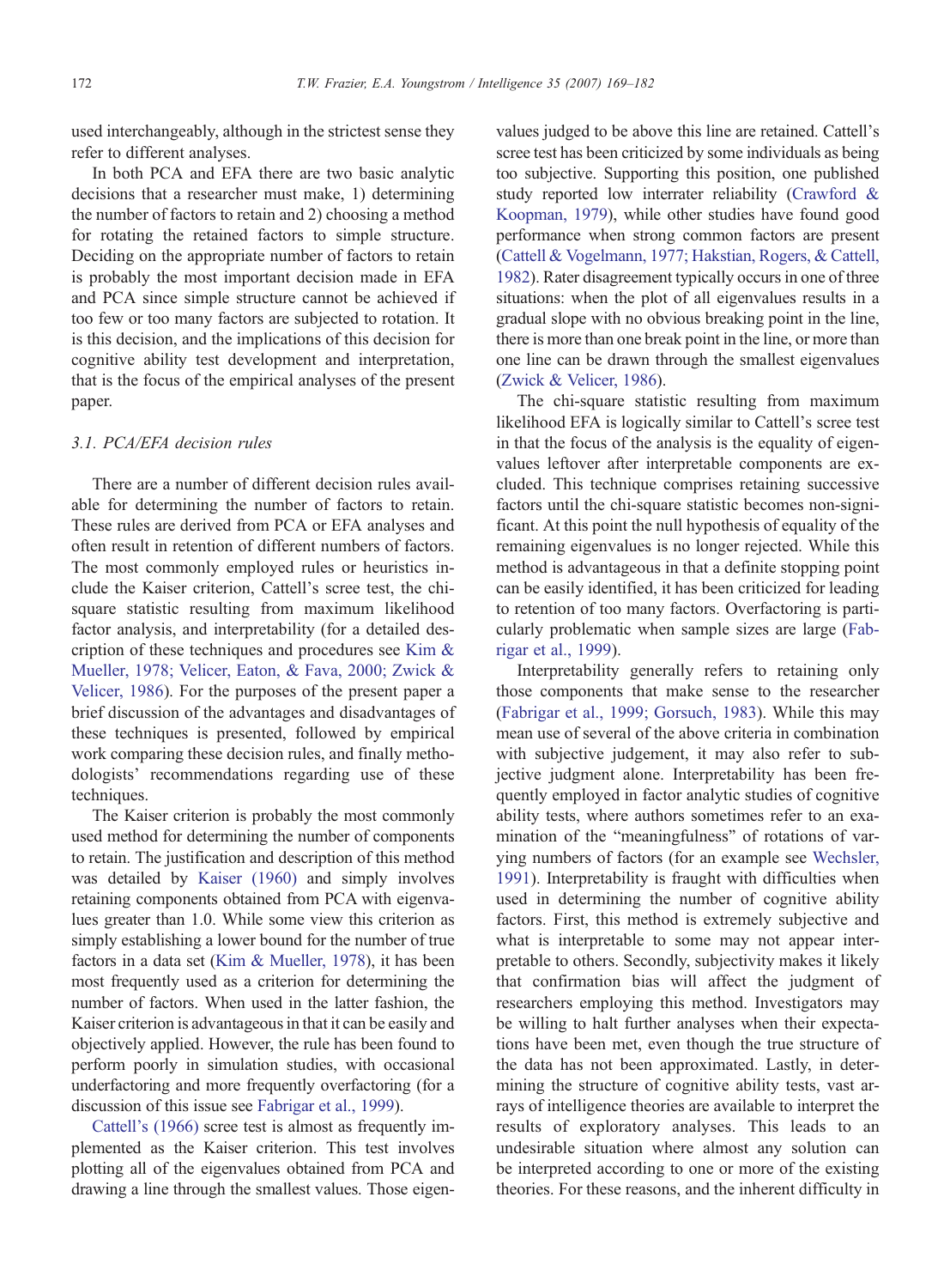used interchangeably, although in the strictest sense they refer to different analyses.

In both PCA and EFA there are two basic analytic decisions that a researcher must make, 1) determining the number of factors to retain and 2) choosing a method for rotating the retained factors to simple structure. Deciding on the appropriate number of factors to retain is probably the most important decision made in EFA and PCA since simple structure cannot be achieved if too few or too many factors are subjected to rotation. It is this decision, and the implications of this decision for cognitive ability test development and interpretation, that is the focus of the empirical analyses of the present paper.

### 3.1. PCA/EFA decision rules

There are a number of different decision rules available for determining the number of factors to retain. These rules are derived from PCA or EFA analyses and often result in retention of different numbers of factors. The most commonly employed rules or heuristics include the Kaiser criterion, Cattell's scree test, the chi-square statistic resulting from maximum likelihood factor analysis, and interpretability (for a detailed description of these techniques and procedures see Kim & Mueller, 1978; Velicer, Eaton, & Fava, 2000; Zwick & Velicer, 1986). For the purposes of the present paper a brief discussion of the advantages and disadvantages of these techniques is presented, followed by empirical work comparing these decision rules, and finally methodologists' recommendations regarding use of these techniques.

The Kaiser criterion is probably the most commonly used method for determining the number of components to retain. The justification and description of this method was detailed by Kaiser (1960) and simply involves retaining components obtained from PCA with eigenvalues greater than 1.0. While some view this criterion as simply establishing a lower bound for the number of true factors in a data set (Kim & Mueller, 1978), it has been most frequently used as a criterion for determining the number of factors. When used in the latter fashion, the Kaiser criterion is advantageous in that it can be easily and objectively applied. However, the rule has been found to perform poorly in simulation studies, with occasional underfactoring and more frequently overfactoring (for a discussion of this issue see Fabrigar et al., 1999).

Cattell's (1966) scree test is almost as frequently implemented as the Kaiser criterion. This test involves plotting all of the eigenvalues obtained from PCA and drawing a line through the smallest values. Those eigenvalues judged to be above this line are retained. Cattell's scree test has been criticized by some individuals as being too subjective. Supporting this position, one published study reported low interrater reliability (Crawford & Koopman, 1979), while other studies have found good performance when strong common factors are present (Cattell & Vogelmann, 1977; Hakstian, Rogers, & Cattell, 1982). Rater disagreement typically occurs in one of three situations: when the plot of all eigenvalues results in a gradual slope with no obvious breaking point in the line, there is more than one break point in the line, or more than one line can be drawn through the smallest eigenvalues (Zwick & Velicer, 1986).

The chi-square statistic resulting from maximum likelihood EFA is logically similar to Cattell's scree test in that the focus of the analysis is the equality of eigenvalues leftover after interpretable components are excluded. This technique comprises retaining successive factors until the chi-square statistic becomes non-significant. At this point the null hypothesis of equality of the remaining eigenvalues is no longer rejected. While this method is advantageous in that a definite stopping point can be easily identified, it has been criticized for leading to retention of too many factors. Overfactoring is particularly problematic when sample sizes are large (Fabrigar et al., 1999).

Interpretability generally refers to retaining only those components that make sense to the researcher (Fabrigar et al., 1999; Gorsuch, 1983). While this may mean use of several of the above criteria in combination with subjective judgement, it may also refer to subjective judgment alone. Interpretability has been frequently employed in factor analytic studies of cognitive ability tests, where authors sometimes refer to an examination of the "meaningfulness" of rotations of varying numbers of factors (for an example see Wechsler, 1991). Interpretability is fraught with difficulties when used in determining the number of cognitive ability factors. First, this method is extremely subjective and what is interpretable to some may not appear interpretable to others. Secondly, subjectivity makes it likely that confirmation bias will affect the judgment of researchers employing this method. Investigators may be willing to halt further analyses when their expectations have been met, even though the true structure of the data has not been approximated. Lastly, in determining the structure of cognitive ability tests, vast arrays of intelligence theories are available to interpret the results of exploratory analyses. This leads to an undesirable situation where almost any solution can be interpreted according to one or more of the existing theories. For these reasons, and the inherent difficulty in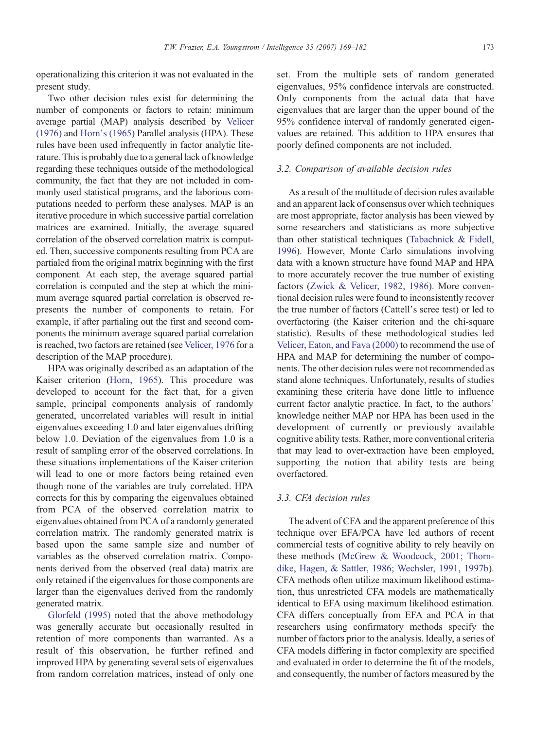operationalizing this criterion it was not evaluated in the present study.

Two other decision rules exist for determining the number of components or factors to retain: minimum average partial (MAP) analysis described by Velicer (1976) and Horn's (1965) Parallel analysis (HPA). These rules have been used infrequently in factor analytic literature. This is probably due to a general lack of knowledge regarding these techniques outside of the methodological community, the fact that they are not included in commonly used statistical programs, and the laborious computations needed to perform these analyses. MAP is an iterative procedure in which successive partial correlation matrices are examined. Initially, the average squared correlation of the observed correlation matrix is computed. Then, successive components resulting from PCA are partialed from the original matrix beginning with the first component. At each step, the average squared partial correlation is computed and the step at which the minimum average squared partial correlation is observed represents the number of components to retain. For example, if after partialing out the first and second components the minimum average squared partial correlation is reached, two factors are retained (see Velicer, 1976 for a description of the MAP procedure).

HPA was originally described as an adaptation of the Kaiser criterion (Horn, 1965). This procedure was developed to account for the fact that, for a given sample, principal components analysis of randomly generated, uncorrelated variables will result in initial eigenvalues exceeding 1.0 and later eigenvalues drifting below 1.0. Deviation of the eigenvalues from 1.0 is a result of sampling error of the observed correlations. In these situations implementations of the Kaiser criterion will lead to one or more factors being retained even though none of the variables are truly correlated. HPA corrects for this by comparing the eigenvalues obtained from PCA of the observed correlation matrix to eigenvalues obtained from PCA of a randomly generated correlation matrix. The randomly generated matrix is based upon the same sample size and number of variables as the observed correlation matrix. Components derived from the observed (real data) matrix are only retained if the eigenvalues for those components are larger than the eigenvalues derived from the randomly generated matrix.

Glorfeld (1995) noted that the above methodology was generally accurate but occasionally resulted in retention of more components than warranted. As a result of this observation, he further refined and improved HPA by generating several sets of eigenvalues from random correlation matrices, instead of only one set. From the multiple sets of random generated eigenvalues, 95% confidence intervals are constructed. Only components from the actual data that have eigenvalues that are larger than the upper bound of the 95% confidence interval of randomly generated eigenvalues are retained. This addition to HPA ensures that poorly defined components are not included.

### 3.2. Comparison of available decision rules

As a result of the multitude of decision rules available and an apparent lack of consensus over which techniques are most appropriate, factor analysis has been viewed by some researchers and statisticians as more subjective than other statistical techniques (Tabachnick & Fidell, 1996). However, Monte Carlo simulations involving data with a known structure have found MAP and HPA to more accurately recover the true number of existing factors (Zwick & Velicer, 1982, 1986). More conventional decision rules were found to inconsistently recover the true number of factors (Cattell's scree test) or led to overfactoring (the Kaiser criterion and the chi-square statistic). Results of these methodological studies led Velicer, Eaton, and Fava (2000) to recommend the use of HPA and MAP for determining the number of components. The other decision rules were not recommended as stand alone techniques. Unfortunately, results of studies examining these criteria have done little to influence current factor analytic practice. In fact, to the authors' knowledge neither MAP nor HPA has been used in the development of currently or previously available cognitive ability tests. Rather, more conventional criteria that may lead to over-extraction have been employed, supporting the notion that ability tests are being overfactored.

### 3.3. CFA decision rules

The advent of CFA and the apparent preference of this technique over EFA/PCA have led authors of recent commercial tests of cognitive ability to rely heavily on these methods (McGrew & Woodcock, 2001; Thorndike, Hagen, & Sattler, 1986; Wechsler, 1991, 1997b). CFA methods often utilize maximum likelihood estimation, thus unrestricted CFA models are mathematically identical to EFA using maximum likelihood estimation. CFA differs conceptually from EFA and PCA in that researchers using confirmatory methods specify the number of factors prior to the analysis. Ideally, a series of CFA models differing in factor complexity are specified and evaluated in order to determine the fit of the models, and consequently, the number of factors measured by the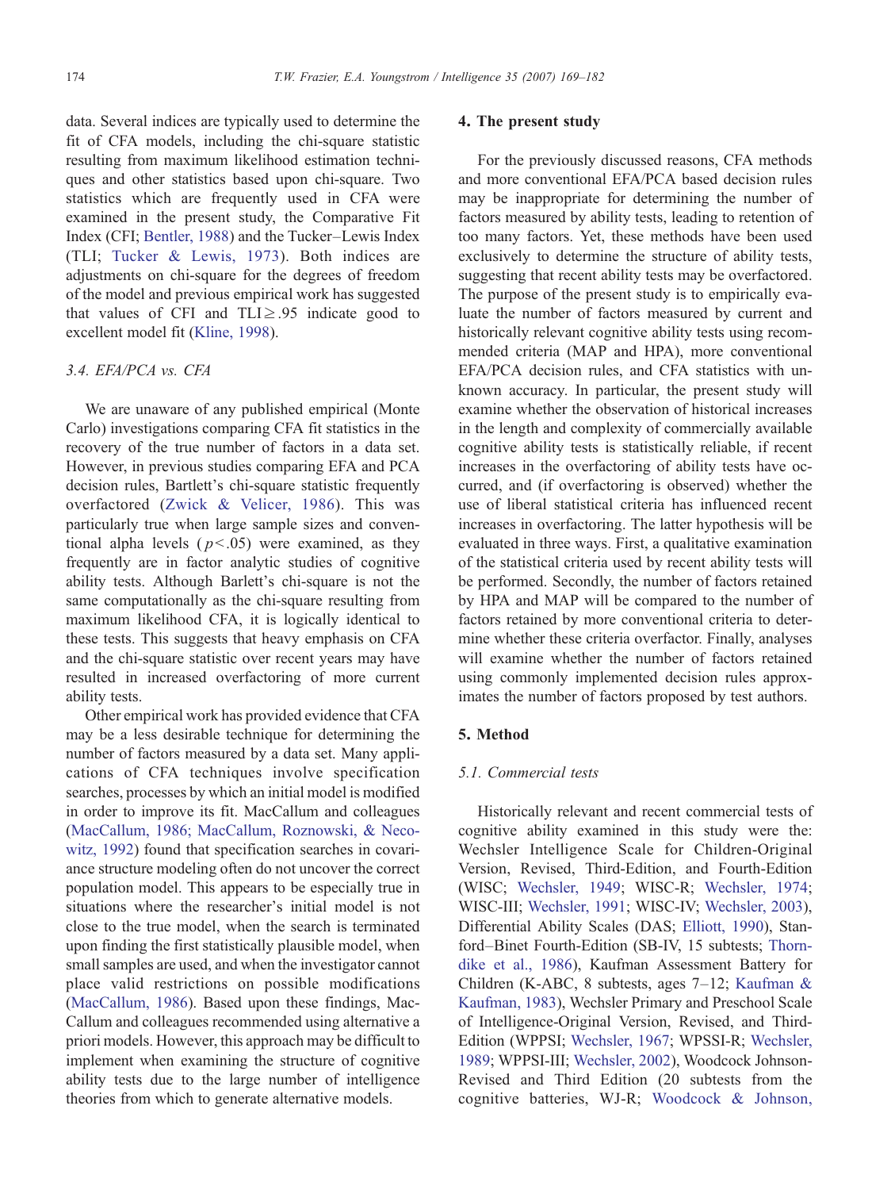data. Several indices are typically used to determine the fit of CFA models, including the chi-square statistic resulting from maximum likelihood estimation techniques and other statistics based upon chi-square. Two statistics which are frequently used in CFA were examined in the present study, the Comparative Fit Index (CFI; Bentler, 1988) and the Tucker–Lewis Index (TLI; Tucker & Lewis, 1973). Both indices are adjustments on chi-square for the degrees of freedom of the model and previous empirical work has suggested that values of CFI and TLI$\geq$.95 indicate good to excellent model fit (Kline, 1998).

### 3.4. EFA/PCA vs. CFA

We are unaware of any published empirical (Monte Carlo) investigations comparing CFA fit statistics in the recovery of the true number of factors in a data set. However, in previous studies comparing EFA and PCA decision rules, Bartlett's chi-square statistic frequently overfactored (Zwick & Velicer, 1986). This was particularly true when large sample sizes and conventional alpha levels ($p$<.05) were examined, as they frequently are in factor analytic studies of cognitive ability tests. Although Barlett's chi-square is not the same computationally as the chi-square resulting from maximum likelihood CFA, it is logically identical to these tests. This suggests that heavy emphasis on CFA and the chi-square statistic over recent years may have resulted in increased overfactoring of more current ability tests.

Other empirical work has provided evidence that CFA may be a less desirable technique for determining the number of factors measured by a data set. Many applications of CFA techniques involve specification searches, processes by which an initial model is modified in order to improve its fit. MacCallum and colleagues (MacCallum, 1986; MacCallum, Roznowski, & Necowitz, 1992) found that specification searches in covariance structure modeling often do not uncover the correct population model. This appears to be especially true in situations where the researcher's initial model is not close to the true model, when the search is terminated upon finding the first statistically plausible model, when small samples are used, and when the investigator cannot place valid restrictions on possible modifications (MacCallum, 1986). Based upon these findings, MacCallum and colleagues recommended using alternative a priori models. However, this approach may be difficult to implement when examining the structure of cognitive ability tests due to the large number of intelligence theories from which to generate alternative models.

## 4. The present study

For the previously discussed reasons, CFA methods and more conventional EFA/PCA based decision rules may be inappropriate for determining the number of factors measured by ability tests, leading to retention of too many factors. Yet, these methods have been used exclusively to determine the structure of ability tests, suggesting that recent ability tests may be overfactored. The purpose of the present study is to empirically evaluate the number of factors measured by current and historically relevant cognitive ability tests using recommended criteria (MAP and HPA), more conventional EFA/PCA decision rules, and CFA statistics with unknown accuracy. In particular, the present study will examine whether the observation of historical increases in the length and complexity of commercially available cognitive ability tests is statistically reliable, if recent increases in the overfactoring of ability tests have occurred, and (if overfactoring is observed) whether the use of liberal statistical criteria has influenced recent increases in overfactoring. The latter hypothesis will be evaluated in three ways. First, a qualitative examination of the statistical criteria used by recent ability tests will be performed. Secondly, the number of factors retained by HPA and MAP will be compared to the number of factors retained by more conventional criteria to determine whether these criteria overfactor. Finally, analyses will examine whether the number of factors retained using commonly implemented decision rules approximates the number of factors proposed by test authors.

## 5. Method

### 5.1. Commercial tests

Historically relevant and recent commercial tests of cognitive ability examined in this study were the: Wechsler Intelligence Scale for Children-Original Version, Revised, Third-Edition, and Fourth-Edition (WISC; Wechsler, 1949; WISC-R; Wechsler, 1974; WISC-III; Wechsler, 1991; WISC-IV; Wechsler, 2003), Differential Ability Scales (DAS; Elliott, 1990), Stanford–Binet Fourth-Edition (SB-IV, 15 subtests; Thorndike et al., 1986), Kaufman Assessment Battery for Children (K-ABC, 8 subtests, ages 7–12; Kaufman & Kaufman, 1983), Wechsler Primary and Preschool Scale of Intelligence-Original Version, Revised, and Third-Edition (WPPSI; Wechsler, 1967; WPSSI-R; Wechsler, 1989; WPPSI-III; Wechsler, 2002), Woodcock Johnson-Revised and Third Edition (20 subtests from the cognitive batteries, WJ-R; Woodcock & Johnson,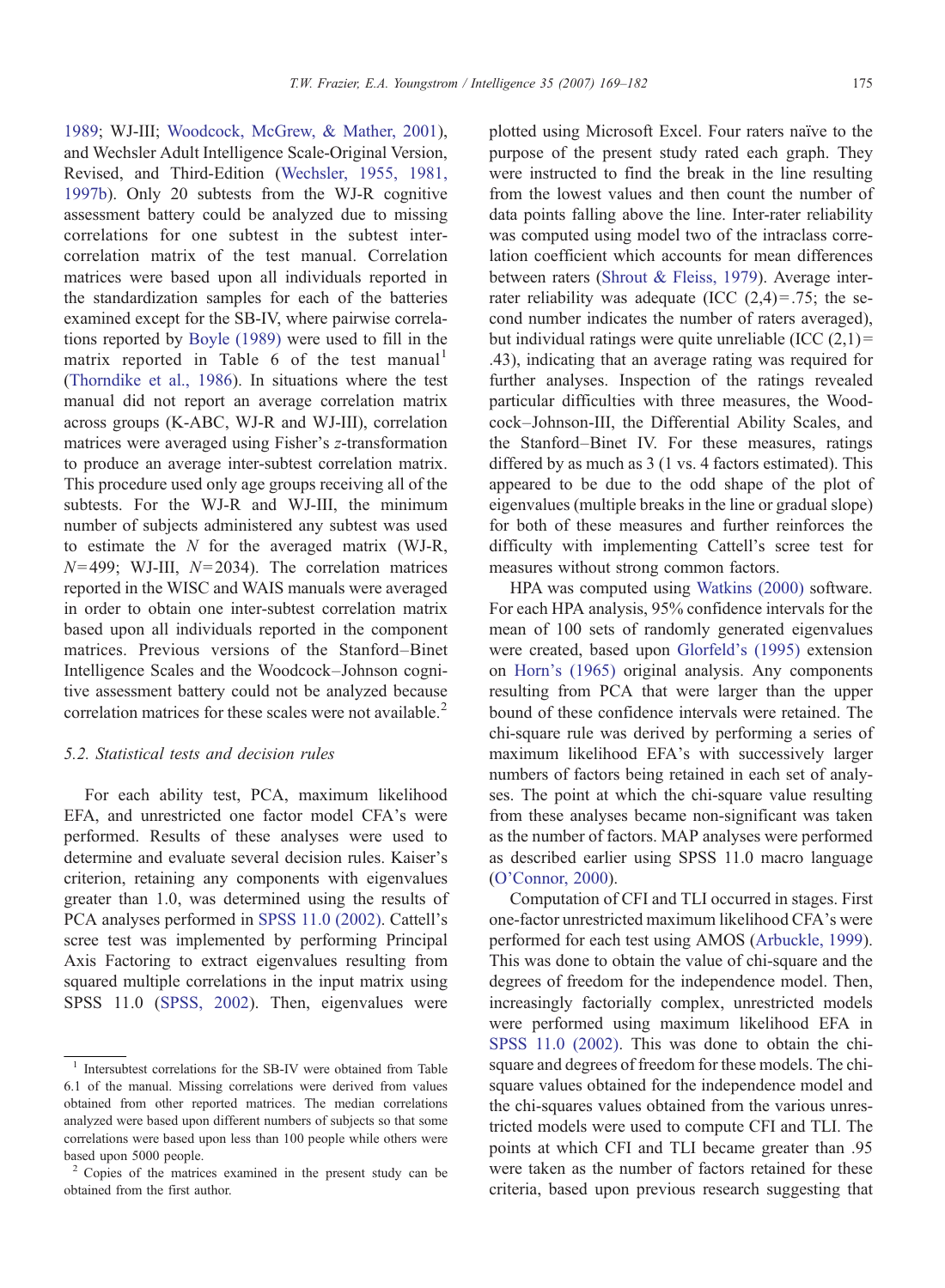1989; WJ-III; Woodcock, McGrew, & Mather, 2001), and Wechsler Adult Intelligence Scale-Original Version, Revised, and Third-Edition (Wechsler, 1955, 1981, 1997b). Only 20 subtests from the WJ-R cognitive assessment battery could be analyzed due to missing correlations for one subtest in the subtest inter-correlation matrix of the test manual. Correlation matrices were based upon all individuals reported in the standardization samples for each of the batteries examined except for the SB-IV, where pairwise correlations reported by Boyle (1989) were used to fill in the matrix reported in Table 6 of the test manual[1] (Thorndike et al., 1986). In situations where the test manual did not report an average correlation matrix across groups (K-ABC, WJ-R and WJ-III), correlation matrices were averaged using Fisher's $z$-transformation to produce an average inter-subtest correlation matrix. This procedure used only age groups receiving all of the subtests. For the WJ-R and WJ-III, the minimum number of subjects administered any subtest was used to estimate the $N$ for the averaged matrix (WJ-R, $N=499$; WJ-III, $N=2034$). The correlation matrices reported in the WISC and WAIS manuals were averaged in order to obtain one inter-subtest correlation matrix based upon all individuals reported in the component matrices. Previous versions of the Stanford–Binet Intelligence Scales and the Woodcock–Johnson cognitive assessment battery could not be analyzed because correlation matrices for these scales were not available.[2]

### 5.2. Statistical tests and decision rules

For each ability test, PCA, maximum likelihood EFA, and unrestricted one factor model CFA's were performed. Results of these analyses were used to determine and evaluate several decision rules. Kaiser's criterion, retaining any components with eigenvalues greater than 1.0, was determined using the results of PCA analyses performed in SPSS 11.0 (2002). Cattell's scree test was implemented by performing Principal Axis Factoring to extract eigenvalues resulting from squared multiple correlations in the input matrix using SPSS 11.0 (SPSS, 2002). Then, eigenvalues were plotted using Microsoft Excel. Four raters naïve to the purpose of the present study rated each graph. They were instructed to find the break in the line resulting from the lowest values and then count the number of data points falling above the line. Inter-rater reliability was computed using model two of the intraclass correlation coefficient which accounts for mean differences between raters (Shrout & Fleiss, 1979). Average inter-rater reliability was adequate (ICC (2,4) = .75; the second number indicates the number of raters averaged), but individual ratings were quite unreliable (ICC (2,1) = .43), indicating that an average rating was required for further analyses. Inspection of the ratings revealed particular difficulties with three measures, the Woodcock–Johnson-III, the Differential Ability Scales, and the Stanford–Binet IV. For these measures, ratings differed by as much as 3 (1 vs. 4 factors estimated). This appeared to be due to the odd shape of the plot of eigenvalues (multiple breaks in the line or gradual slope) for both of these measures and further reinforces the difficulty with implementing Cattell's scree test for measures without strong common factors.

HPA was computed using Watkins (2000) software. For each HPA analysis, 95% confidence intervals for the mean of 100 sets of randomly generated eigenvalues were created, based upon Glorfeld's (1995) extension on Horn's (1965) original analysis. Any components resulting from PCA that were larger than the upper bound of these confidence intervals were retained. The chi-square rule was derived by performing a series of maximum likelihood EFA's with successively larger numbers of factors being retained in each set of analyses. The point at which the chi-square value resulting from these analyses became non-significant was taken as the number of factors. MAP analyses were performed as described earlier using SPSS 11.0 macro language (O'Connor, 2000).

Computation of CFI and TLI occurred in stages. First one-factor unrestricted maximum likelihood CFA's were performed for each test using AMOS (Arbuckle, 1999). This was done to obtain the value of chi-square and the degrees of freedom for the independence model. Then, increasingly factorially complex, unrestricted models were performed using maximum likelihood EFA in SPSS 11.0 (2002). This was done to obtain the chi-square and degrees of freedom for these models. The chi-square values obtained for the independence model and the chi-squares values obtained from the various unrestricted models were used to compute CFI and TLI. The points at which CFI and TLI became greater than .95 were taken as the number of factors retained for these criteria, based upon previous research suggesting that

[1] Intersubtest correlations for the SB-IV were obtained from Table 6.1 of the manual. Missing correlations were derived from values obtained from other reported matrices. The median correlations analyzed were based upon different numbers of subjects so that some correlations were based upon less than 100 people while others were based upon 5000 people.

[2] Copies of the matrices examined in the present study can be obtained from the first author.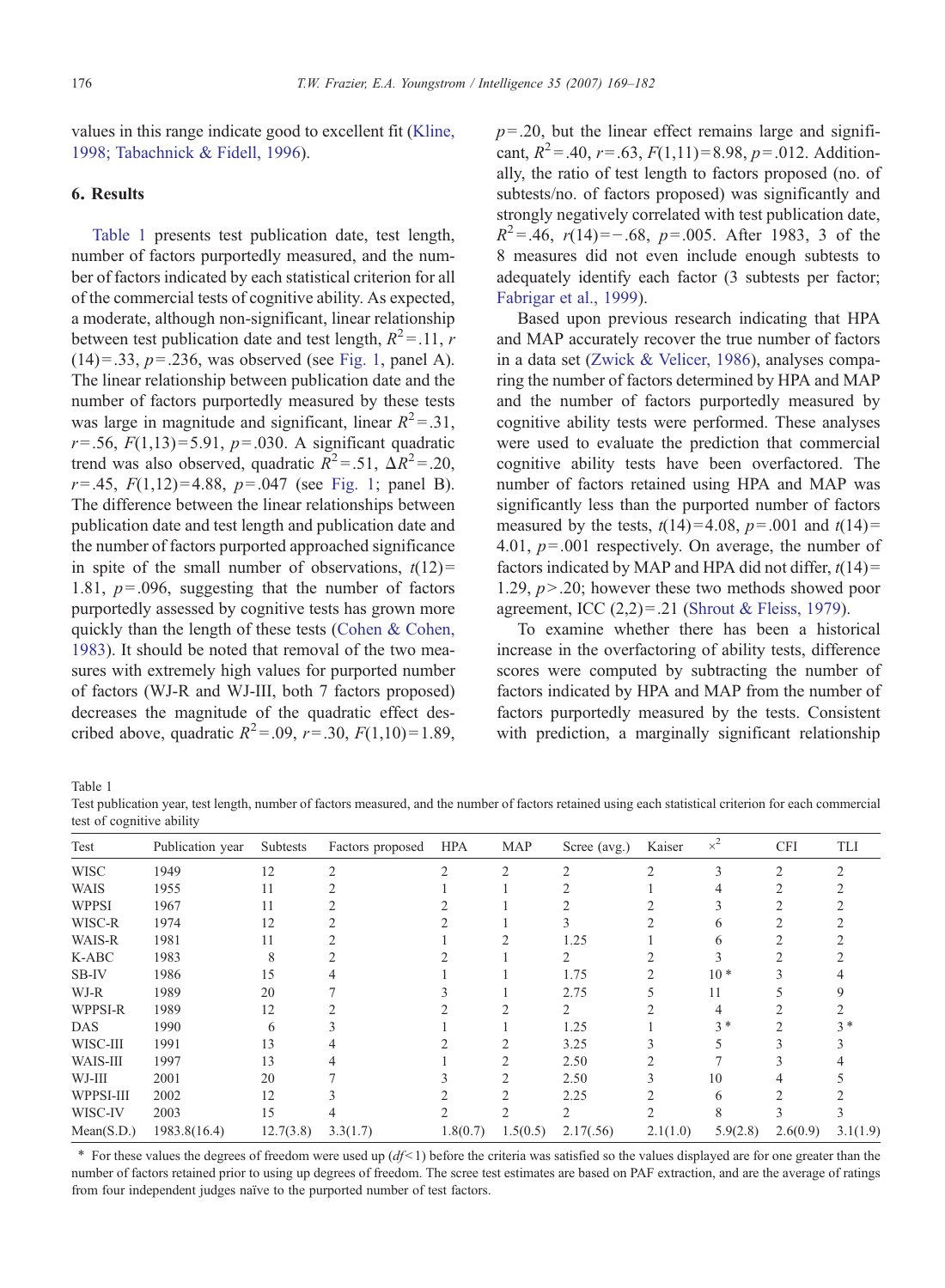values in this range indicate good to excellent fit (Kline, 1998; Tabachnick & Fidell, 1996).

## 6. Results

Table 1 presents test publication date, test length, number of factors purportedly measured, and the number of factors indicated by each statistical criterion for all of the commercial tests of cognitive ability. As expected, a moderate, although non-significant, linear relationship between test publication date and test length, $R^2=.11$, $r(14)=.33$, $p=.236$, was observed (see Fig. 1, panel A). The linear relationship between publication date and the number of factors purportedly measured by these tests was large in magnitude and significant, linear $R^2=.31$, $r=.56$, $F(1,13)=5.91$, $p=.030$. A significant quadratic trend was also observed, quadratic $R^2=.51$, $\Delta R^2=.20$, $r=.45$, $F(1,12)=4.88$, $p=.047$ (see Fig. 1; panel B). The difference between the linear relationships between publication date and test length and publication date and the number of factors purported approached significance in spite of the small number of observations, $t(12)=1.81$, $p=.096$, suggesting that the number of factors purportedly assessed by cognitive tests has grown more quickly than the length of these tests (Cohen & Cohen, 1983). It should be noted that removal of the two measures with extremely high values for purported number of factors (WJ-R and WJ-III, both 7 factors proposed) decreases the magnitude of the quadratic effect described above, quadratic $R^2=.09$, $r=.30$, $F(1,10)=1.89$, $p=.20$, but the linear effect remains large and significant, $R^2=.40$, $r=.63$, $F(1,11)=8.98$, $p=.012$. Additionally, the ratio of test length to factors proposed (no. of subtests/no. of factors proposed) was significantly and strongly negatively correlated with test publication date, $R^2=.46$, $r(14)=-.68$, $p=.005$. After 1983, 3 of the 8 measures did not even include enough subtests to adequately identify each factor (3 subtests per factor; Fabrigar et al., 1999).

Based upon previous research indicating that HPA and MAP accurately recover the true number of factors in a data set (Zwick & Velicer, 1986), analyses comparing the number of factors determined by HPA and MAP and the number of factors purportedly measured by cognitive ability tests were performed. These analyses were used to evaluate the prediction that commercial cognitive ability tests have been overfactored. The number of factors retained using HPA and MAP was significantly less than the purported number of factors measured by the tests, $t(14)=4.08$, $p=.001$ and $t(14)=4.01$, $p=.001$ respectively. On average, the number of factors indicated by MAP and HPA did not differ, $t(14)=1.29$, $p>.20$; however these two methods showed poor agreement, ICC $(2,2)=.21$ (Shrout & Fleiss, 1979).

To examine whether there has been a historical increase in the overfactoring of ability tests, difference scores were computed by subtracting the number of factors indicated by HPA and MAP from the number of factors purportedly measured by the tests. Consistent with prediction, a marginally significant relationship

Table 1

Test publication year, test length, number of factors measured, and the number of factors retained using each statistical criterion for each commercial test of cognitive ability

| Test | Publication year | Subtests | Factors proposed | HPA | MAP | Scree (avg.) | Kaiser | $\chi^2$ | CFI | TLI |
|---|---|---|---|---|---|---|---|---|---|---|
| WISC | 1949 | 12 | 2 | 2 | 2 | 2 | 2 | 3 | 2 | 2 |
| WAIS | 1955 | 11 | 2 | 1 | 1 | 2 | 1 | 4 | 2 | 2 |
| WPPSI | 1967 | 11 | 2 | 2 | 1 | 2 | 2 | 3 | 2 | 2 |
| WISC-R | 1974 | 12 | 2 | 2 | 1 | 3 | 2 | 6 | 2 | 2 |
| WAIS-R | 1981 | 11 | 2 | 1 | 2 | 1.25 | 1 | 6 | 2 | 2 |
| K-ABC | 1983 | 8 | 2 | 2 | 1 | 2 | 2 | 3 | 2 | 2 |
| SB-IV | 1986 | 15 | 4 | 1 | 1 | 1.75 | 2 | 10 * | 3 | 4 |
| WJ-R | 1989 | 20 | 7 | 3 | 1 | 2.75 | 5 | 11 | 5 | 9 |
| WPPSI-R | 1989 | 12 | 2 | 2 | 2 | 2 | 2 | 4 | 2 | 2 |
| DAS | 1990 | 6 | 3 | 1 | 1 | 1.25 | 1 | 3 * | 2 | 3 * |
| WISC-III | 1991 | 13 | 4 | 2 | 2 | 3.25 | 3 | 5 | 3 | 3 |
| WAIS-III | 1997 | 13 | 4 | 1 | 2 | 2.50 | 2 | 7 | 3 | 4 |
| WJ-III | 2001 | 20 | 7 | 3 | 2 | 2.50 | 3 | 10 | 4 | 5 |
| WPPSI-III | 2002 | 12 | 3 | 2 | 2 | 2.25 | 2 | 6 | 2 | 2 |
| WISC-IV | 2003 | 15 | 4 | 2 | 2 | 2 | 2 | 8 | 3 | 3 |
| Mean(S.D.) | 1983.8(16.4) | 12.7(3.8) | 3.3(1.7) | 1.8(0.7) | 1.5(0.5) | 2.17(.56) | 2.1(1.0) | 5.9(2.8) | 2.6(0.9) | 3.1(1.9) |

\* For these values the degrees of freedom were used up ($df<1$) before the criteria was satisfied so the values displayed are for one greater than the number of factors retained prior to using up degrees of freedom. The scree test estimates are based on PAF extraction, and are the average of ratings from four independent judges naïve to the purported number of test factors.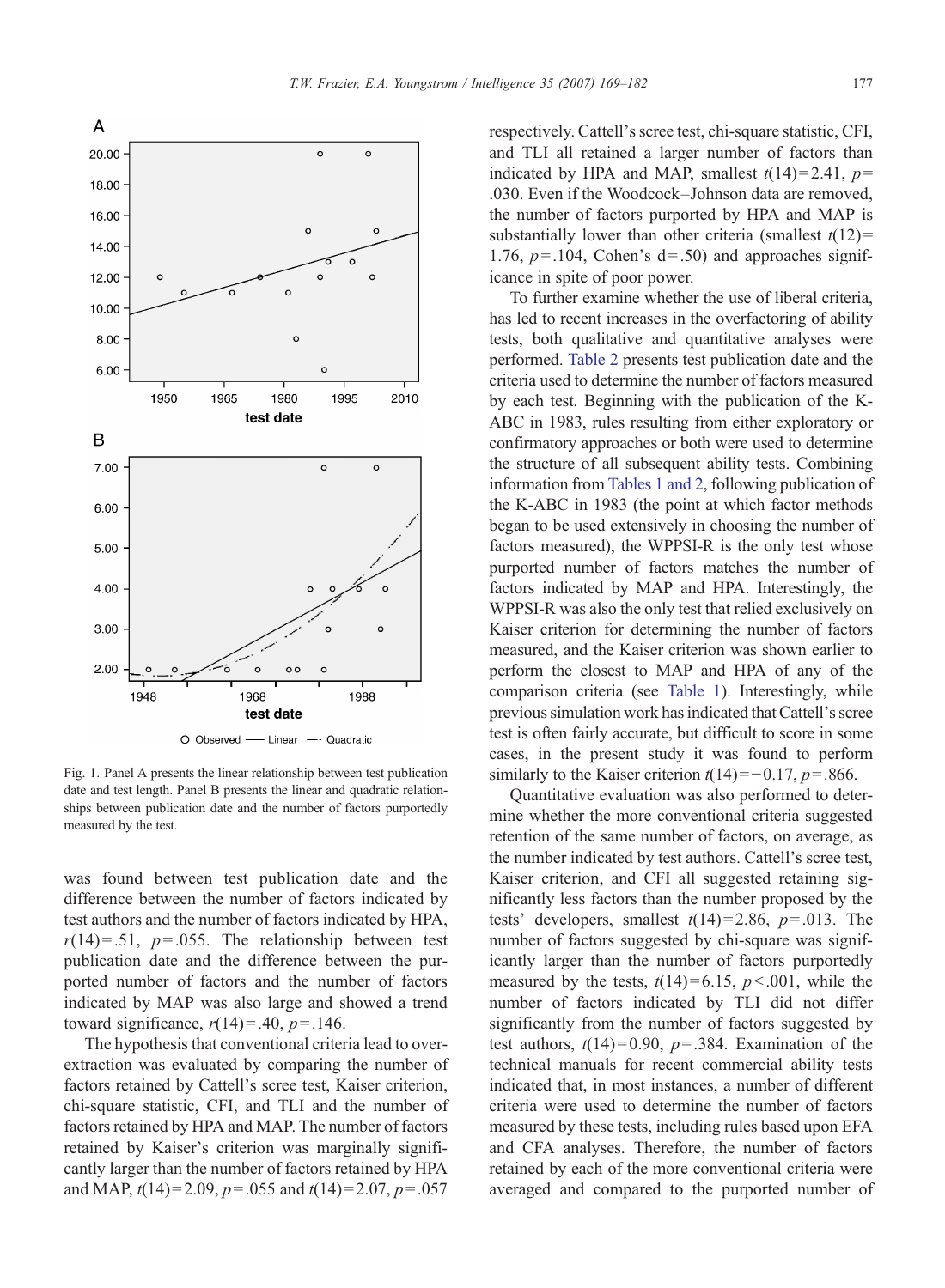Fig. 1. Panel A presents the linear relationship between test publication date and test length. Panel B presents the linear and quadratic relationships between publication date and the number of factors purportedly measured by the test.

was found between test publication date and the difference between the number of factors indicated by test authors and the number of factors indicated by HPA, $r(14)=.51$, $p=.055$. The relationship between test publication date and the difference between the purported number of factors and the number of factors indicated by MAP was also large and showed a trend toward significance, $r(14)=.40$, $p=.146$.

The hypothesis that conventional criteria lead to over-extraction was evaluated by comparing the number of factors retained by Cattell's scree test, Kaiser criterion, chi-square statistic, CFI, and TLI and the number of factors retained by HPA and MAP. The number of factors retained by Kaiser's criterion was marginally significantly larger than the number of factors retained by HPA and MAP, $t(14)=2.09$, $p=.055$ and $t(14)=2.07$, $p=.057$ respectively. Cattell's scree test, chi-square statistic, CFI, and TLI all retained a larger number of factors than indicated by HPA and MAP, smallest $t(14)=2.41$, $p=.030$. Even if the Woodcock–Johnson data are removed, the number of factors purported by HPA and MAP is substantially lower than other criteria (smallest $t(12)=1.76$, $p=.104$, Cohen's $d=.50$) and approaches significance in spite of poor power.

To further examine whether the use of liberal criteria, has led to recent increases in the overfactoring of ability tests, both qualitative and quantitative analyses were performed. Table 2 presents test publication date and the criteria used to determine the number of factors measured by each test. Beginning with the publication of the K-ABC in 1983, rules resulting from either exploratory or confirmatory approaches or both were used to determine the structure of all subsequent ability tests. Combining information from Tables 1 and 2, following publication of the K-ABC in 1983 (the point at which factor methods began to be used extensively in choosing the number of factors measured), the WPPSI-R is the only test whose purported number of factors matches the number of factors indicated by MAP and HPA. Interestingly, the WPPSI-R was also the only test that relied exclusively on Kaiser criterion for determining the number of factors measured, and the Kaiser criterion was shown earlier to perform the closest to MAP and HPA of any of the comparison criteria (see Table 1). Interestingly, while previous simulation work has indicated that Cattell's scree test is often fairly accurate, but difficult to score in some cases, in the present study it was found to perform similarly to the Kaiser criterion $t(14)=-0.17$, $p=.866$.

Quantitative evaluation was also performed to determine whether the more conventional criteria suggested retention of the same number of factors, on average, as the number indicated by test authors. Cattell's scree test, Kaiser criterion, and CFI all suggested retaining significantly less factors than the number proposed by the tests' developers, smallest $t(14)=2.86$, $p=.013$. The number of factors suggested by chi-square was significantly larger than the number of factors purportedly measured by the tests, $t(14)=6.15$, $p<.001$, while the number of factors indicated by TLI did not differ significantly from the number of factors suggested by test authors, $t(14)=0.90$, $p=.384$. Examination of the technical manuals for recent commercial ability tests indicated that, in most instances, a number of different criteria were used to determine the number of factors measured by these tests, including rules based upon EFA and CFA analyses. Therefore, the number of factors retained by each of the more conventional criteria were averaged and compared to the purported number of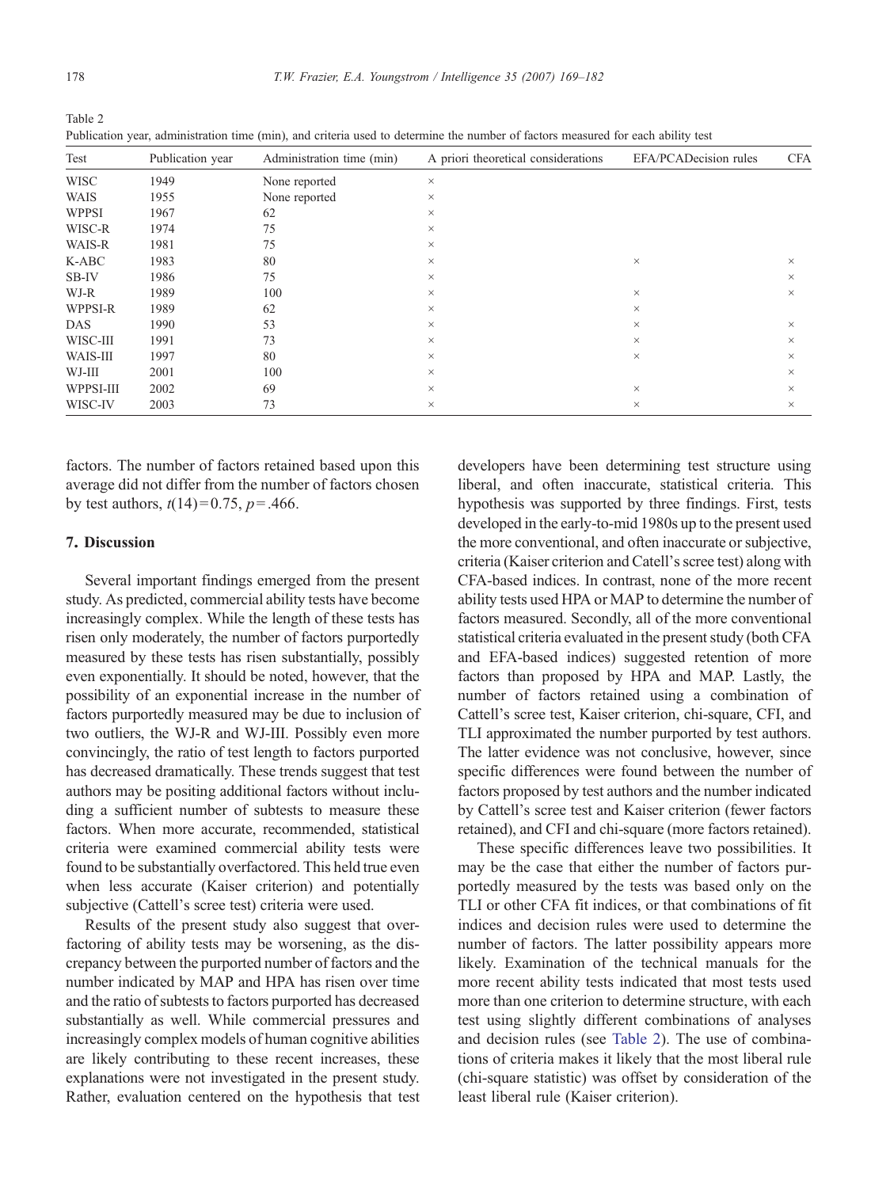Table 2
Publication year, administration time (min), and criteria used to determine the number of factors measured for each ability test

| Test | Publication year | Administration time (min) | A priori theoretical considerations | EFA/PCADecision rules | CFA |
|---|---|---|---|---|---|
| WISC | 1949 | None reported | × | | |
| WAIS | 1955 | None reported | × | | |
| WPPSI | 1967 | 62 | × | | |
| WISC-R | 1974 | 75 | × | | |
| WAIS-R | 1981 | 75 | × | | |
| K-ABC | 1983 | 80 | × | × | × |
| SB-IV | 1986 | 75 | × | | × |
| WJ-R | 1989 | 100 | × | × | × |
| WPPSI-R | 1989 | 62 | × | × | |
| DAS | 1990 | 53 | × | × | × |
| WISC-III | 1991 | 73 | × | × | × |
| WAIS-III | 1997 | 80 | × | × | × |
| WJ-III | 2001 | 100 | × | | × |
| WPPSI-III | 2002 | 69 | × | × | × |
| WISC-IV | 2003 | 73 | × | × | × |

factors. The number of factors retained based upon this average did not differ from the number of factors chosen by test authors, $t(14)=0.75$, $p=.466$.

## 7. Discussion

Several important findings emerged from the present study. As predicted, commercial ability tests have become increasingly complex. While the length of these tests has risen only moderately, the number of factors purportedly measured by these tests has risen substantially, possibly even exponentially. It should be noted, however, that the possibility of an exponential increase in the number of factors purportedly measured may be due to inclusion of two outliers, the WJ-R and WJ-III. Possibly even more convincingly, the ratio of test length to factors purported has decreased dramatically. These trends suggest that test authors may be positing additional factors without including a sufficient number of subtests to measure these factors. When more accurate, recommended, statistical criteria were examined commercial ability tests were found to be substantially overfactored. This held true even when less accurate (Kaiser criterion) and potentially subjective (Cattell's scree test) criteria were used.

Results of the present study also suggest that overfactoring of ability tests may be worsening, as the discrepancy between the purported number of factors and the number indicated by MAP and HPA has risen over time and the ratio of subtests to factors purported has decreased substantially as well. While commercial pressures and increasingly complex models of human cognitive abilities are likely contributing to these recent increases, these explanations were not investigated in the present study. Rather, evaluation centered on the hypothesis that test developers have been determining test structure using liberal, and often inaccurate, statistical criteria. This hypothesis was supported by three findings. First, tests developed in the early-to-mid 1980s up to the present used the more conventional, and often inaccurate or subjective, criteria (Kaiser criterion and Catell's scree test) along with CFA-based indices. In contrast, none of the more recent ability tests used HPA or MAP to determine the number of factors measured. Secondly, all of the more conventional statistical criteria evaluated in the present study (both CFA and EFA-based indices) suggested retention of more factors than proposed by HPA and MAP. Lastly, the number of factors retained using a combination of Cattell's scree test, Kaiser criterion, chi-square, CFI, and TLI approximated the number purported by test authors. The latter evidence was not conclusive, however, since specific differences were found between the number of factors proposed by test authors and the number indicated by Cattell's scree test and Kaiser criterion (fewer factors retained), and CFI and chi-square (more factors retained).

These specific differences leave two possibilities. It may be the case that either the number of factors purportedly measured by the tests was based only on the TLI or other CFA fit indices, or that combinations of fit indices and decision rules were used to determine the number of factors. The latter possibility appears more likely. Examination of the technical manuals for the more recent ability tests indicated that most tests used more than one criterion to determine structure, with each test using slightly different combinations of analyses and decision rules (see Table 2). The use of combinations of criteria makes it likely that the most liberal rule (chi-square statistic) was offset by consideration of the least liberal rule (Kaiser criterion).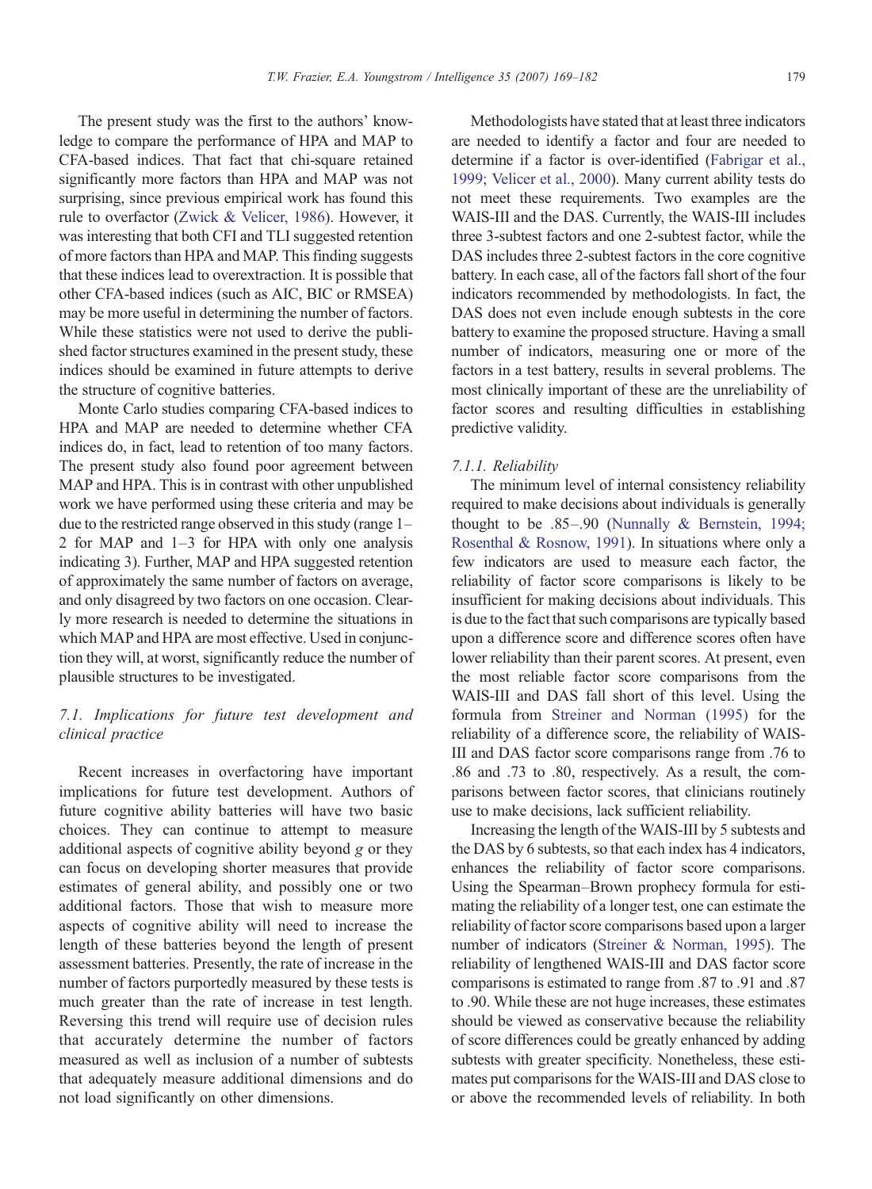The present study was the first to the authors' knowledge to compare the performance of HPA and MAP to CFA-based indices. That fact that chi-square retained significantly more factors than HPA and MAP was not surprising, since previous empirical work has found this rule to overfactor (Zwick & Velicer, 1986). However, it was interesting that both CFI and TLI suggested retention of more factors than HPA and MAP. This finding suggests that these indices lead to overextraction. It is possible that other CFA-based indices (such as AIC, BIC or RMSEA) may be more useful in determining the number of factors. While these statistics were not used to derive the published factor structures examined in the present study, these indices should be examined in future attempts to derive the structure of cognitive batteries.

Monte Carlo studies comparing CFA-based indices to HPA and MAP are needed to determine whether CFA indices do, in fact, lead to retention of too many factors. The present study also found poor agreement between MAP and HPA. This is in contrast with other unpublished work we have performed using these criteria and may be due to the restricted range observed in this study (range 1–2 for MAP and 1–3 for HPA with only one analysis indicating 3). Further, MAP and HPA suggested retention of approximately the same number of factors on average, and only disagreed by two factors on one occasion. Clearly more research is needed to determine the situations in which MAP and HPA are most effective. Used in conjunction they will, at worst, significantly reduce the number of plausible structures to be investigated.

### 7.1. Implications for future test development and clinical practice

Recent increases in overfactoring have important implications for future test development. Authors of future cognitive ability batteries will have two basic choices. They can continue to attempt to measure additional aspects of cognitive ability beyond *g* or they can focus on developing shorter measures that provide estimates of general ability, and possibly one or two additional factors. Those that wish to measure more aspects of cognitive ability will need to increase the length of these batteries beyond the length of present assessment batteries. Presently, the rate of increase in the number of factors purportedly measured by these tests is much greater than the rate of increase in test length. Reversing this trend will require use of decision rules that accurately determine the number of factors measured as well as inclusion of a number of subtests that adequately measure additional dimensions and do not load significantly on other dimensions.

Methodologists have stated that at least three indicators are needed to identify a factor and four are needed to determine if a factor is over-identified (Fabrigar et al., 1999; Velicer et al., 2000). Many current ability tests do not meet these requirements. Two examples are the WAIS-III and the DAS. Currently, the WAIS-III includes three 3-subtest factors and one 2-subtest factor, while the DAS includes three 2-subtest factors in the core cognitive battery. In each case, all of the factors fall short of the four indicators recommended by methodologists. In fact, the DAS does not even include enough subtests in the core battery to examine the proposed structure. Having a small number of indicators, measuring one or more of the factors in a test battery, results in several problems. The most clinically important of these are the unreliability of factor scores and resulting difficulties in establishing predictive validity.

#### 7.1.1. Reliability

The minimum level of internal consistency reliability required to make decisions about individuals is generally thought to be .85–.90 (Nunnally & Bernstein, 1994; Rosenthal & Rosnow, 1991). In situations where only a few indicators are used to measure each factor, the reliability of factor score comparisons is likely to be insufficient for making decisions about individuals. This is due to the fact that such comparisons are typically based upon a difference score and difference scores often have lower reliability than their parent scores. At present, even the most reliable factor score comparisons from the WAIS-III and DAS fall short of this level. Using the formula from Streiner and Norman (1995) for the reliability of a difference score, the reliability of WAIS-III and DAS factor score comparisons range from .76 to .86 and .73 to .80, respectively. As a result, the comparisons between factor scores, that clinicians routinely use to make decisions, lack sufficient reliability.

Increasing the length of the WAIS-III by 5 subtests and the DAS by 6 subtests, so that each index has 4 indicators, enhances the reliability of factor score comparisons. Using the Spearman–Brown prophecy formula for estimating the reliability of a longer test, one can estimate the reliability of factor score comparisons based upon a larger number of indicators (Streiner & Norman, 1995). The reliability of lengthened WAIS-III and DAS factor score comparisons is estimated to range from .87 to .91 and .87 to .90. While these are not huge increases, these estimates should be viewed as conservative because the reliability of score differences could be greatly enhanced by adding subtests with greater specificity. Nonetheless, these estimates put comparisons for the WAIS-III and DAS close to or above the recommended levels of reliability. In both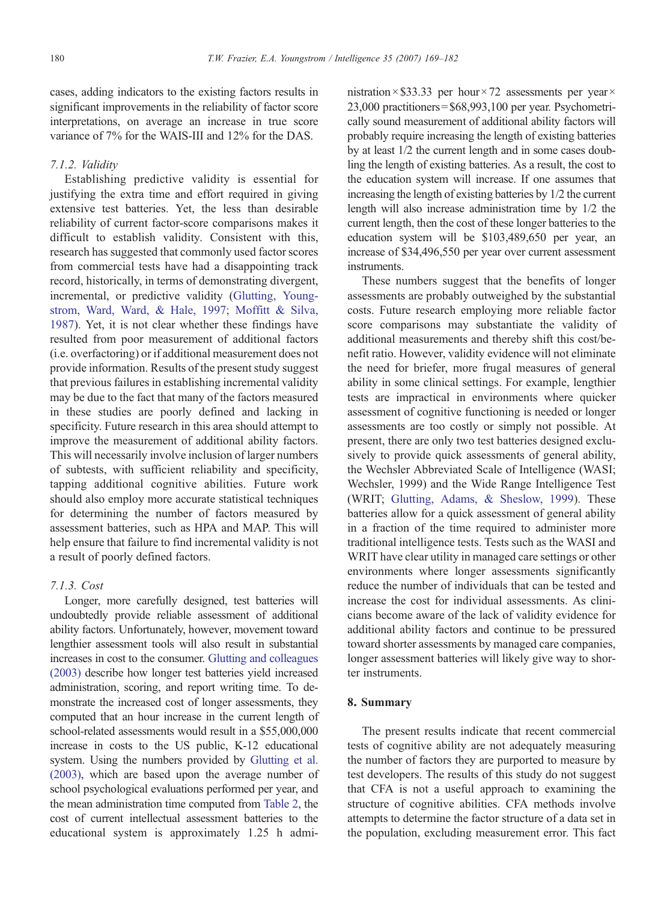cases, adding indicators to the existing factors results in significant improvements in the reliability of factor score interpretations, on average an increase in true score variance of 7% for the WAIS-III and 12% for the DAS.

### 7.1.2. Validity

Establishing predictive validity is essential for justifying the extra time and effort required in giving extensive test batteries. Yet, the less than desirable reliability of current factor-score comparisons makes it difficult to establish validity. Consistent with this, research has suggested that commonly used factor scores from commercial tests have had a disappointing track record, historically, in terms of demonstrating divergent, incremental, or predictive validity (Glutting, Youngstrom, Ward, Ward, & Hale, 1997; Moffitt & Silva, 1987). Yet, it is not clear whether these findings have resulted from poor measurement of additional factors (i.e. overfactoring) or if additional measurement does not provide information. Results of the present study suggest that previous failures in establishing incremental validity may be due to the fact that many of the factors measured in these studies are poorly defined and lacking in specificity. Future research in this area should attempt to improve the measurement of additional ability factors. This will necessarily involve inclusion of larger numbers of subtests, with sufficient reliability and specificity, tapping additional cognitive abilities. Future work should also employ more accurate statistical techniques for determining the number of factors measured by assessment batteries, such as HPA and MAP. This will help ensure that failure to find incremental validity is not a result of poorly defined factors.

### 7.1.3. Cost

Longer, more carefully designed, test batteries will undoubtedly provide reliable assessment of additional ability factors. Unfortunately, however, movement toward lengthier assessment tools will also result in substantial increases in cost to the consumer. Glutting and colleagues (2003) describe how longer test batteries yield increased administration, scoring, and report writing time. To demonstrate the increased cost of longer assessments, they computed that an hour increase in the current length of school-related assessments would result in a $55,000,000 increase in costs to the US public, K-12 educational system. Using the numbers provided by Glutting et al. (2003), which are based upon the average number of school psychological evaluations performed per year, and the mean administration time computed from Table 2, the cost of current intellectual assessment batteries to the educational system is approximately 1.25 h administration × $33.33 per hour × 72 assessments per year × 23,000 practitioners = $68,993,100 per year. Psychometrically sound measurement of additional ability factors will probably require increasing the length of existing batteries by at least 1/2 the current length and in some cases doubling the length of existing batteries. As a result, the cost to the education system will increase. If one assumes that increasing the length of existing batteries by 1/2 the current length will also increase administration time by 1/2 the current length, then the cost of these longer batteries to the education system will be $103,489,650 per year, an increase of $34,496,550 per year over current assessment instruments.

These numbers suggest that the benefits of longer assessments are probably outweighed by the substantial costs. Future research employing more reliable factor score comparisons may substantiate the validity of additional measurements and thereby shift this cost/benefit ratio. However, validity evidence will not eliminate the need for briefer, more frugal measures of general ability in some clinical settings. For example, lengthier tests are impractical in environments where quicker assessment of cognitive functioning is needed or longer assessments are too costly or simply not possible. At present, there are only two test batteries designed exclusively to provide quick assessments of general ability, the Wechsler Abbreviated Scale of Intelligence (WASI; Wechsler, 1999) and the Wide Range Intelligence Test (WRIT; Glutting, Adams, & Sheslow, 1999). These batteries allow for a quick assessment of general ability in a fraction of the time required to administer more traditional intelligence tests. Tests such as the WASI and WRIT have clear utility in managed care settings or other environments where longer assessments significantly reduce the number of individuals that can be tested and increase the cost for individual assessments. As clinicians become aware of the lack of validity evidence for additional ability factors and continue to be pressured toward shorter assessments by managed care companies, longer assessment batteries will likely give way to shorter instruments.

## 8. Summary

The present results indicate that recent commercial tests of cognitive ability are not adequately measuring the number of factors they are purported to measure by test developers. The results of this study do not suggest that CFA is not a useful approach to examining the structure of cognitive abilities. CFA methods involve attempts to determine the factor structure of a data set in the population, excluding measurement error. This fact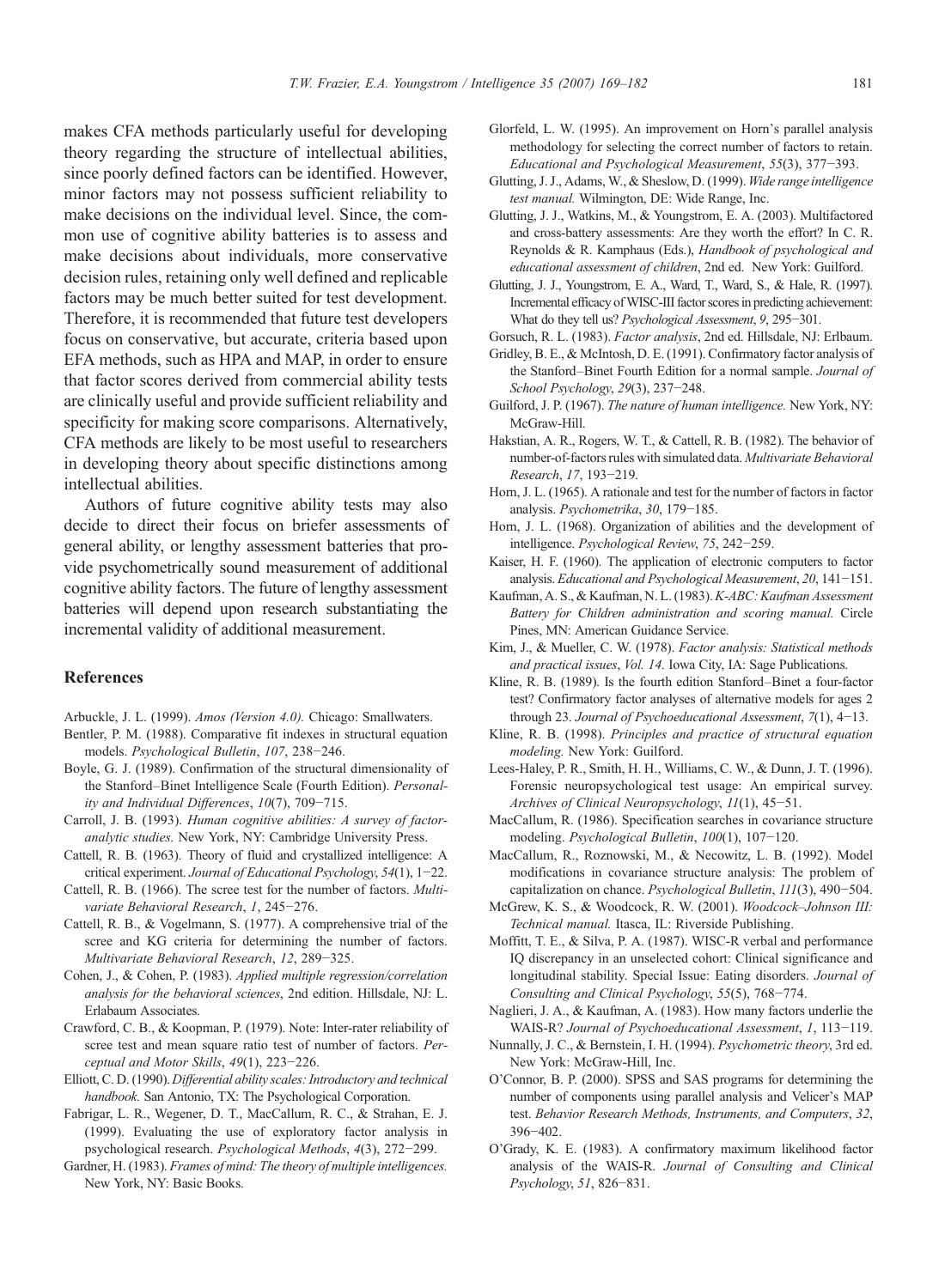makes CFA methods particularly useful for developing theory regarding the structure of intellectual abilities, since poorly defined factors can be identified. However, minor factors may not possess sufficient reliability to make decisions on the individual level. Since, the common use of cognitive ability batteries is to assess and make decisions about individuals, more conservative decision rules, retaining only well defined and replicable factors may be much better suited for test development. Therefore, it is recommended that future test developers focus on conservative, but accurate, criteria based upon EFA methods, such as HPA and MAP, in order to ensure that factor scores derived from commercial ability tests are clinically useful and provide sufficient reliability and specificity for making score comparisons. Alternatively, CFA methods are likely to be most useful to researchers in developing theory about specific distinctions among intellectual abilities.

Authors of future cognitive ability tests may also decide to direct their focus on briefer assessments of general ability, or lengthy assessment batteries that provide psychometrically sound measurement of additional cognitive ability factors. The future of lengthy assessment batteries will depend upon research substantiating the incremental validity of additional measurement.

## References

Arbuckle, J. L. (1999). *Amos (Version 4.0).* Chicago: Smallwaters.

Bentler, P. M. (1988). Comparative fit indexes in structural equation models. *Psychological Bulletin*, *107*, 238−246.

Boyle, G. J. (1989). Confirmation of the structural dimensionality of the Stanford–Binet Intelligence Scale (Fourth Edition). *Personality and Individual Differences*, *10*(7), 709−715.

Carroll, J. B. (1993). *Human cognitive abilities: A survey of factor-analytic studies.* New York, NY: Cambridge University Press.

Cattell, R. B. (1963). Theory of fluid and crystallized intelligence: A critical experiment. *Journal of Educational Psychology*, *54*(1), 1−22.

Cattell, R. B. (1966). The scree test for the number of factors. *Multivariate Behavioral Research*, *1*, 245−276.

Cattell, R. B., & Vogelmann, S. (1977). A comprehensive trial of the scree and KG criteria for determining the number of factors. *Multivariate Behavioral Research*, *12*, 289−325.

Cohen, J., & Cohen, P. (1983). *Applied multiple regression/correlation analysis for the behavioral sciences*, 2nd edition. Hillsdale, NJ: L. Erlabaum Associates.

Crawford, C. B., & Koopman, P. (1979). Note: Inter-rater reliability of scree test and mean square ratio test of number of factors. *Perceptual and Motor Skills*, *49*(1), 223−226.

Elliott, C. D. (1990). *Differential ability scales: Introductory and technical handbook.* San Antonio, TX: The Psychological Corporation.

Fabrigar, L. R., Wegener, D. T., MacCallum, R. C., & Strahan, E. J. (1999). Evaluating the use of exploratory factor analysis in psychological research. *Psychological Methods*, *4*(3), 272−299.

Gardner, H. (1983). *Frames of mind: The theory of multiple intelligences.* New York, NY: Basic Books.

Glorfeld, L. W. (1995). An improvement on Horn's parallel analysis methodology for selecting the correct number of factors to retain. *Educational and Psychological Measurement*, *55*(3), 377−393.

Glutting, J. J., Adams, W., & Sheslow, D. (1999). *Wide range intelligence test manual.* Wilmington, DE: Wide Range, Inc.

Glutting, J. J., Watkins, M., & Youngstrom, E. A. (2003). Multifactored and cross-battery assessments: Are they worth the effort? In C. R. Reynolds & R. Kamphaus (Eds.), *Handbook of psychological and educational assessment of children*, 2nd ed. New York: Guilford.

Glutting, J. J., Youngstrom, E. A., Ward, T., Ward, S., & Hale, R. (1997). Incremental efficacy of WISC-III factor scores in predicting achievement: What do they tell us? *Psychological Assessment*, *9*, 295−301.

Gorsuch, R. L. (1983). *Factor analysis*, 2nd ed. Hillsdale, NJ: Erlbaum.

Gridley, B. E., & McIntosh, D. E. (1991). Confirmatory factor analysis of the Stanford–Binet Fourth Edition for a normal sample. *Journal of School Psychology*, *29*(3), 237−248.

Guilford, J. P. (1967). *The nature of human intelligence.* New York, NY: McGraw-Hill.

Hakstian, A. R., Rogers, W. T., & Cattell, R. B. (1982). The behavior of number-of-factors rules with simulated data. *Multivariate Behavioral Research*, *17*, 193−219.

Horn, J. L. (1965). A rationale and test for the number of factors in factor analysis. *Psychometrika*, *30*, 179−185.

Horn, J. L. (1968). Organization of abilities and the development of intelligence. *Psychological Review*, *75*, 242−259.

Kaiser, H. F. (1960). The application of electronic computers to factor analysis. *Educational and Psychological Measurement*, *20*, 141−151.

Kaufman, A. S., & Kaufman, N. L. (1983). *K-ABC: Kaufman Assessment Battery for Children administration and scoring manual.* Circle Pines, MN: American Guidance Service.

Kim, J., & Mueller, C. W. (1978). *Factor analysis: Statistical methods and practical issues*, *Vol. 14.* Iowa City, IA: Sage Publications.

Kline, R. B. (1989). Is the fourth edition Stanford–Binet a four-factor test? Confirmatory factor analyses of alternative models for ages 2 through 23. *Journal of Psychoeducational Assessment*, *7*(1), 4−13.

Kline, R. B. (1998). *Principles and practice of structural equation modeling.* New York: Guilford.

Lees-Haley, P. R., Smith, H. H., Williams, C. W., & Dunn, J. T. (1996). Forensic neuropsychological test usage: An empirical survey. *Archives of Clinical Neuropsychology*, *11*(1), 45−51.

MacCallum, R. (1986). Specification searches in covariance structure modeling. *Psychological Bulletin*, *100*(1), 107−120.

MacCallum, R., Roznowski, M., & Necowitz, L. B. (1992). Model modifications in covariance structure analysis: The problem of capitalization on chance. *Psychological Bulletin*, *111*(3), 490−504.

McGrew, K. S., & Woodcock, R. W. (2001). *Woodcock–Johnson III: Technical manual.* Itasca, IL: Riverside Publishing.

Moffitt, T. E., & Silva, P. A. (1987). WISC-R verbal and performance IQ discrepancy in an unselected cohort: Clinical significance and longitudinal stability. Special Issue: Eating disorders. *Journal of Consulting and Clinical Psychology*, *55*(5), 768−774.

Naglieri, J. A., & Kaufman, A. (1983). How many factors underlie the WAIS-R? *Journal of Psychoeducational Assessment*, *1*, 113−119.

Nunnally, J. C., & Bernstein, I. H. (1994). *Psychometric theory*, 3rd ed. New York: McGraw-Hill, Inc.

O'Connor, B. P. (2000). SPSS and SAS programs for determining the number of components using parallel analysis and Velicer's MAP test. *Behavior Research Methods, Instruments, and Computers*, *32*, 396−402.

O'Grady, K. E. (1983). A confirmatory maximum likelihood factor analysis of the WAIS-R. *Journal of Consulting and Clinical Psychology*, *51*, 826−831.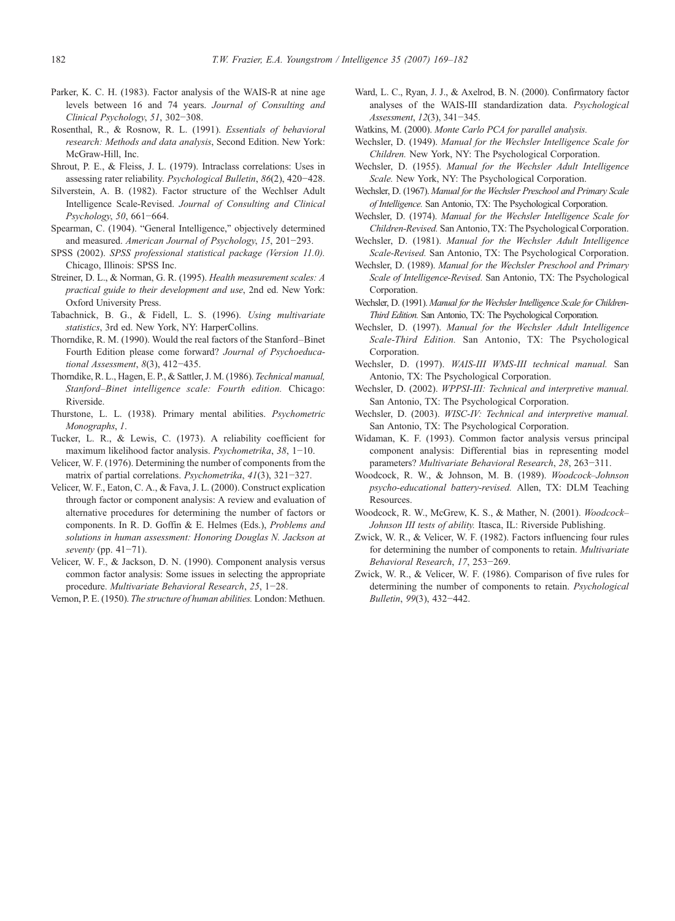Parker, K. C. H. (1983). Factor analysis of the WAIS-R at nine age levels between 16 and 74 years. *Journal of Consulting and Clinical Psychology*, *51*, 302−308.

Rosenthal, R., & Rosnow, R. L. (1991). *Essentials of behavioral research: Methods and data analysis*, Second Edition. New York: McGraw-Hill, Inc.

Shrout, P. E., & Fleiss, J. L. (1979). Intraclass correlations: Uses in assessing rater reliability. *Psychological Bulletin*, *86*(2), 420−428.

Silverstein, A. B. (1982). Factor structure of the Wechlser Adult Intelligence Scale-Revised. *Journal of Consulting and Clinical Psychology*, *50*, 661−664.

Spearman, C. (1904). "General Intelligence," objectively determined and measured. *American Journal of Psychology*, *15*, 201−293.

SPSS (2002). *SPSS professional statistical package (Version 11.0).* Chicago, Illinois: SPSS Inc.

Streiner, D. L., & Norman, G. R. (1995). *Health measurement scales: A practical guide to their development and use*, 2nd ed. New York: Oxford University Press.

Tabachnick, B. G., & Fidell, L. S. (1996). *Using multivariate statistics*, 3rd ed. New York, NY: HarperCollins.

Thorndike, R. M. (1990). Would the real factors of the Stanford–Binet Fourth Edition please come forward? *Journal of Psychoeducational Assessment*, *8*(3), 412−435.

Thorndike, R. L., Hagen, E. P., & Sattler, J. M. (1986). *Technical manual, Stanford–Binet intelligence scale: Fourth edition.* Chicago: Riverside.

Thurstone, L. L. (1938). Primary mental abilities. *Psychometric Monographs*, *1*.

Tucker, L. R., & Lewis, C. (1973). A reliability coefficient for maximum likelihood factor analysis. *Psychometrika*, *38*, 1−10.

Velicer, W. F. (1976). Determining the number of components from the matrix of partial correlations. *Psychometrika*, *41*(3), 321−327.

Velicer, W. F., Eaton, C. A., & Fava, J. L. (2000). Construct explication through factor or component analysis: A review and evaluation of alternative procedures for determining the number of factors or components. In R. D. Goffin & E. Helmes (Eds.), *Problems and solutions in human assessment: Honoring Douglas N. Jackson at seventy* (pp. 41−71).

Velicer, W. F., & Jackson, D. N. (1990). Component analysis versus common factor analysis: Some issues in selecting the appropriate procedure. *Multivariate Behavioral Research*, *25*, 1−28.

Vernon, P. E. (1950). *The structure of human abilities.* London: Methuen.

Ward, L. C., Ryan, J. J., & Axelrod, B. N. (2000). Confirmatory factor analyses of the WAIS-III standardization data. *Psychological Assessment*, *12*(3), 341−345.

Watkins, M. (2000). *Monte Carlo PCA for parallel analysis.*

Wechsler, D. (1949). *Manual for the Wechsler Intelligence Scale for Children.* New York, NY: The Psychological Corporation.

Wechsler, D. (1955). *Manual for the Wechsler Adult Intelligence Scale.* New York, NY: The Psychological Corporation.

Wechsler, D. (1967). *Manual for the Wechsler Preschool and Primary Scale of Intelligence.* San Antonio, TX: The Psychological Corporation.

Wechsler, D. (1974). *Manual for the Wechsler Intelligence Scale for Children-Revised.* San Antonio, TX: The Psychological Corporation.

Wechsler, D. (1981). *Manual for the Wechsler Adult Intelligence Scale-Revised.* San Antonio, TX: The Psychological Corporation.

Wechsler, D. (1989). *Manual for the Wechsler Preschool and Primary Scale of Intelligence-Revised.* San Antonio, TX: The Psychological Corporation.

Wechsler, D. (1991). *Manual for the Wechsler Intelligence Scale for Children-Third Edition.* San Antonio, TX: The Psychological Corporation.

Wechsler, D. (1997). *Manual for the Wechsler Adult Intelligence Scale-Third Edition.* San Antonio, TX: The Psychological Corporation.

Wechsler, D. (1997). *WAIS-III WMS-III technical manual.* San Antonio, TX: The Psychological Corporation.

Wechsler, D. (2002). *WPPSI-III: Technical and interpretive manual.* San Antonio, TX: The Psychological Corporation.

Wechsler, D. (2003). *WISC-IV: Technical and interpretive manual.* San Antonio, TX: The Psychological Corporation.

Widaman, K. F. (1993). Common factor analysis versus principal component analysis: Differential bias in representing model parameters? *Multivariate Behavioral Research*, *28*, 263−311.

Woodcock, R. W., & Johnson, M. B. (1989). *Woodcock–Johnson psycho-educational battery-revised.* Allen, TX: DLM Teaching Resources.

Woodcock, R. W., McGrew, K. S., & Mather, N. (2001). *Woodcock–Johnson III tests of ability.* Itasca, IL: Riverside Publishing.

Zwick, W. R., & Velicer, W. F. (1982). Factors influencing four rules for determining the number of components to retain. *Multivariate Behavioral Research*, *17*, 253−269.

Zwick, W. R., & Velicer, W. F. (1986). Comparison of five rules for determining the number of components to retain. *Psychological Bulletin*, *99*(3), 432−442.